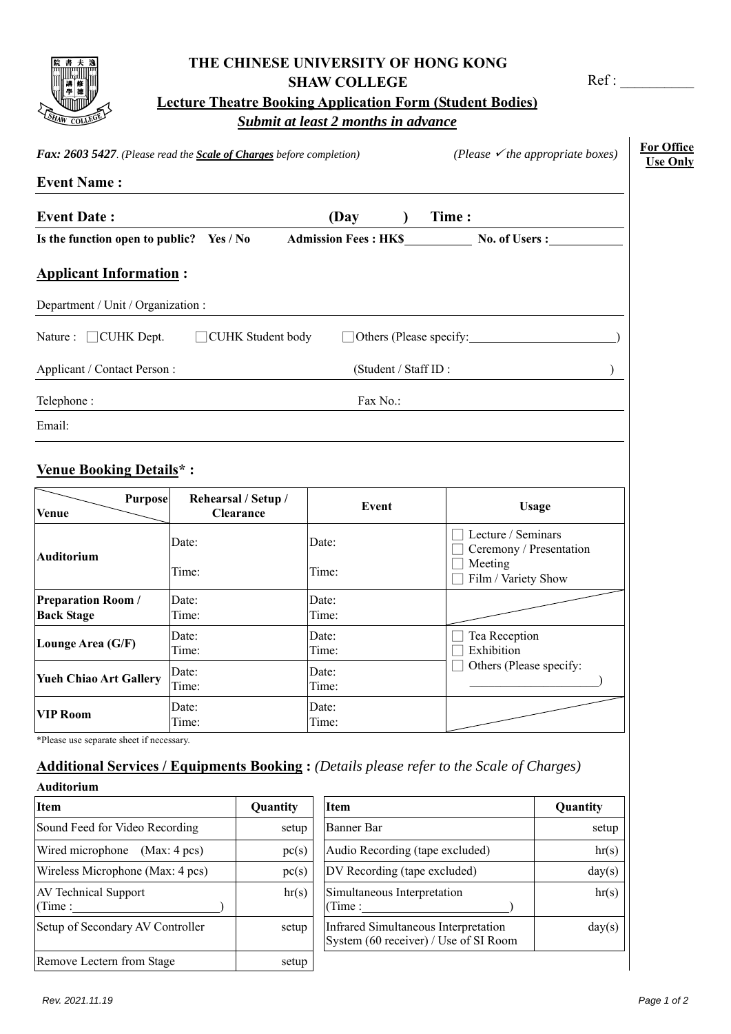# THE CHINESE UNIVERSITY OF HONG KONG
## SHAW COLLEGE
### Lecture Theatre Booking Application Form (Student Bodies)
***Submit at least 2 months in advance***

Ref : __________

**For Office Use Only**

***Fax: 2603 5427****. (Please read the* ***Scale of Charges*** *before completion)* *(Please ✓ the appropriate boxes)*

**Event Name :**

**Event Date :** **(Day )** **Time :**

**Is the function open to public? Yes / No** **Admission Fees : HK$__________** **No. of Users :__________**

## Applicant Information :

Department / Unit / Organization :

Nature : ☐ CUHK Dept. ☐ CUHK Student body ☐ Others (Please specify:______________________)

Applicant / Contact Person : (Student / Staff ID : )

Telephone : Fax No.:

Email:

## Venue Booking Details* :

| Venue \ Purpose | Rehearsal / Setup / Clearance | Event | Usage |
|---|---|---|---|
| **Auditorium** | Date:<br>Time: | Date:<br>Time: | ☐ Lecture / Seminars<br>☐ Ceremony / Presentation<br>☐ Meeting<br>☐ Film / Variety Show |
| **Preparation Room / Back Stage** | Date:<br>Time: | Date:<br>Time: | |
| **Lounge Area (G/F)** | Date:<br>Time: | Date:<br>Time: | ☐ Tea Reception<br>☐ Exhibition<br>☐ Others (Please specify: ____________________) |
| **Yueh Chiao Art Gallery** | Date:<br>Time: | Date:<br>Time: | |
| **VIP Room** | Date:<br>Time: | Date:<br>Time: | |

*Please use separate sheet if necessary.

## Additional Services / Equipments Booking : *(Details please refer to the Scale of Charges)*

**Auditorium**

| Item | Quantity |
|---|---|
| Sound Feed for Video Recording | setup |
| Wired microphone (Max: 4 pcs) | pc(s) |
| Wireless Microphone (Max: 4 pcs) | pc(s) |
| AV Technical Support (Time :______________________) | hr(s) |
| Setup of Secondary AV Controller | setup |
| Remove Lectern from Stage | setup |

| Item | Quantity |
|---|---|
| Banner Bar | setup |
| Audio Recording (tape excluded) | hr(s) |
| DV Recording (tape excluded) | day(s) |
| Simultaneous Interpretation (Time :______________________) | hr(s) |
| Infrared Simultaneous Interpretation System (60 receiver) / Use of SI Room | day(s) |

*Rev. 2021.11.19*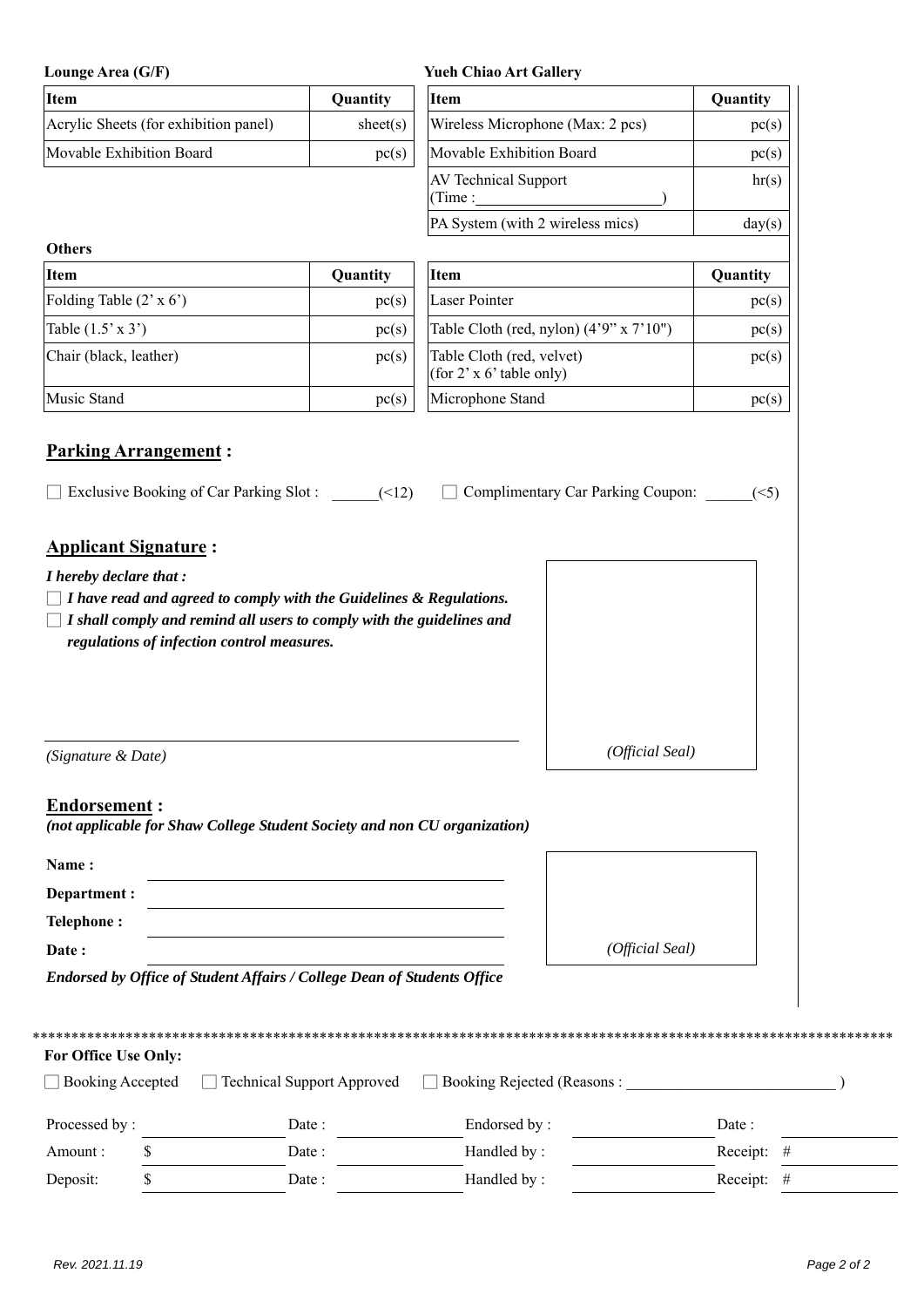**Lounge Area (G/F)**

| Item | Quantity |
|---|---|
| Acrylic Sheets (for exhibition panel) | sheet(s) |
| Movable Exhibition Board | pc(s) |

**Yueh Chiao Art Gallery**

| Item | Quantity |
|---|---|
| Wireless Microphone (Max: 2 pcs) | pc(s) |
| Movable Exhibition Board | pc(s) |
| AV Technical Support (Time :________________________) | hr(s) |
| PA System (with 2 wireless mics) | day(s) |

**Others**

| Item | Quantity | Item | Quantity |
|---|---|---|---|
| Folding Table (2' x 6') | pc(s) | Laser Pointer | pc(s) |
| Table (1.5' x 3') | pc(s) | Table Cloth (red, nylon) (4'9" x 7'10") | pc(s) |
| Chair (black, leather) | pc(s) | Table Cloth (red, velvet) (for 2' x 6' table only) | pc(s) |
| Music Stand | pc(s) | Microphone Stand | pc(s) |

## Parking Arrangement :

☐ Exclusive Booking of Car Parking Slot : ______(<12) ☐ Complimentary Car Parking Coupon: ______(<5)

## Applicant Signature :

*I hereby declare that :*

☐ ***I have read and agreed to comply with the Guidelines & Regulations.***

☐ ***I shall comply and remind all users to comply with the guidelines and regulations of infection control measures.***

_______________________________________________

*(Signature & Date)*

*(Official Seal)*

## Endorsement :

***(not applicable for Shaw College Student Society and non CU organization)***

**Name :** _______________________________________________

**Department :** _______________________________________________

**Telephone :** _______________________________________________

**Date :** _______________________________________________

***Endorsed by Office of Student Affairs / College Dean of Students Office***

*(Official Seal)*

**************************************************************************************************************

**For Office Use Only:**

☐ Booking Accepted ☐ Technical Support Approved ☐ Booking Rejected (Reasons : __________________________ )

| | | | |
|---|---|---|---|
| Processed by : ______________ | Date : ______________ | Endorsed by : ______________ | Date : ______________ |
| Amount : $ ______________ | Date : ______________ | Handled by : ______________ | Receipt: # ______________ |
| Deposit: $ ______________ | Date : ______________ | Handled by : ______________ | Receipt: # ______________ |

Rev. 2021.11.19